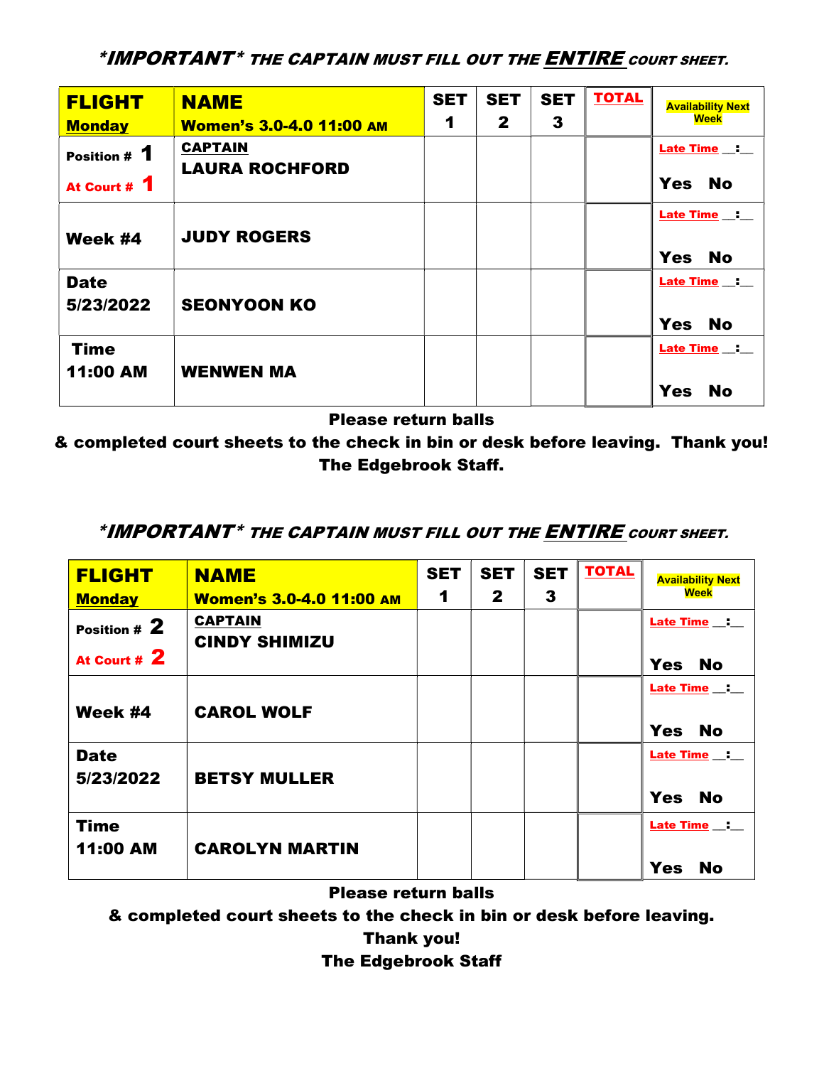***IMPORTANT*** **THE CAPTAIN MUST FILL OUT THE ENTIRE COURT SHEET.**

| **FLIGHT** **Monday** | **NAME** **Women's 3.0-4.0 11:00 AM** | **SET 1** | **SET 2** | **SET 3** | **TOTAL** | **Availability Next Week** |
|---|---|---|---|---|---|---|
| **Position # 1** **At Court # 1** | **CAPTAIN** **LAURA ROCHFORD** | | | | | **Late Time** __:__ **Yes No** |
| **Week #4** | **JUDY ROGERS** | | | | | **Late Time** __:__ **Yes No** |
| **Date 5/23/2022** | **SEONYOON KO** | | | | | **Late Time** __:__ **Yes No** |
| **Time 11:00 AM** | **WENWEN MA** | | | | | **Late Time** __:__ **Yes No** |

**Please return balls**
**& completed court sheets to the check in bin or desk before leaving. Thank you!**
**The Edgebrook Staff.**

***IMPORTANT*** **THE CAPTAIN MUST FILL OUT THE ENTIRE COURT SHEET.**

| **FLIGHT** **Monday** | **NAME** **Women's 3.0-4.0 11:00 AM** | **SET 1** | **SET 2** | **SET 3** | **TOTAL** | **Availability Next Week** |
|---|---|---|---|---|---|---|
| **Position # 2** **At Court # 2** | **CAPTAIN** **CINDY SHIMIZU** | | | | | **Late Time** __:__ **Yes No** |
| **Week #4** | **CAROL WOLF** | | | | | **Late Time** __:__ **Yes No** |
| **Date 5/23/2022** | **BETSY MULLER** | | | | | **Late Time** __:__ **Yes No** |
| **Time 11:00 AM** | **CAROLYN MARTIN** | | | | | **Late Time** __:__ **Yes No** |

**Please return balls**
**& completed court sheets to the check in bin or desk before leaving.**
**Thank you!**
**The Edgebrook Staff**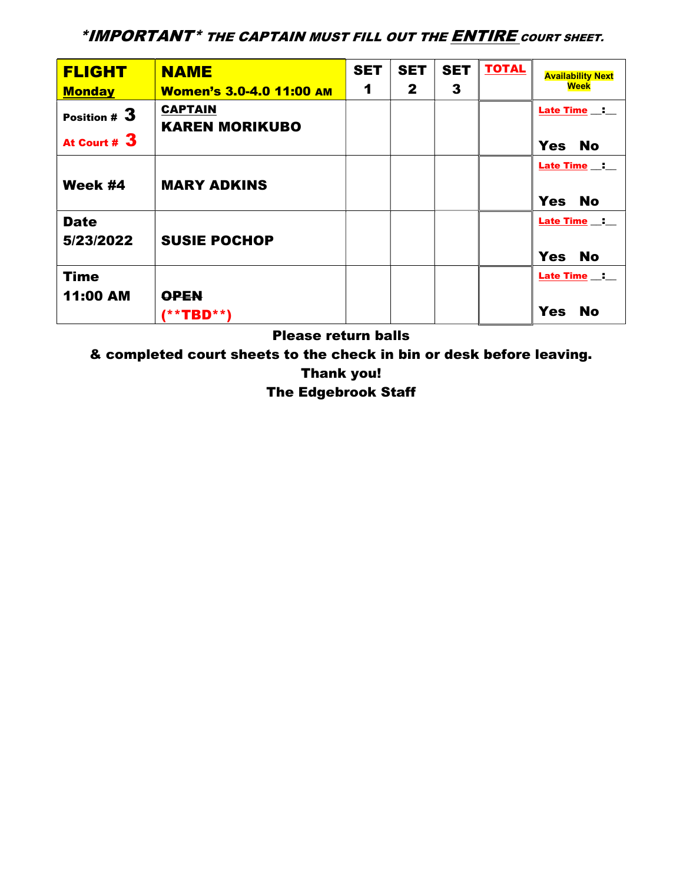*IMPORTANT* THE CAPTAIN MUST FILL OUT THE ENTIRE COURT SHEET.

| FLIGHT Monday | NAME Women's 3.0-4.0 11:00 AM | SET 1 | SET 2 | SET 3 | TOTAL | Availability Next Week |
|---|---|---|---|---|---|---|
| Position # 3 At Court # 3 | CAPTAIN KAREN MORIKUBO | | | | | Late Time __:__ Yes No |
| Week #4 | MARY ADKINS | | | | | Late Time __:__ Yes No |
| Date 5/23/2022 | SUSIE POCHOP | | | | | Late Time __:__ Yes No |
| Time 11:00 AM | ~~OPEN~~ (**TBD**) | | | | | Late Time __:__ Yes No |

Please return balls
& completed court sheets to the check in bin or desk before leaving.
Thank you!
The Edgebrook Staff